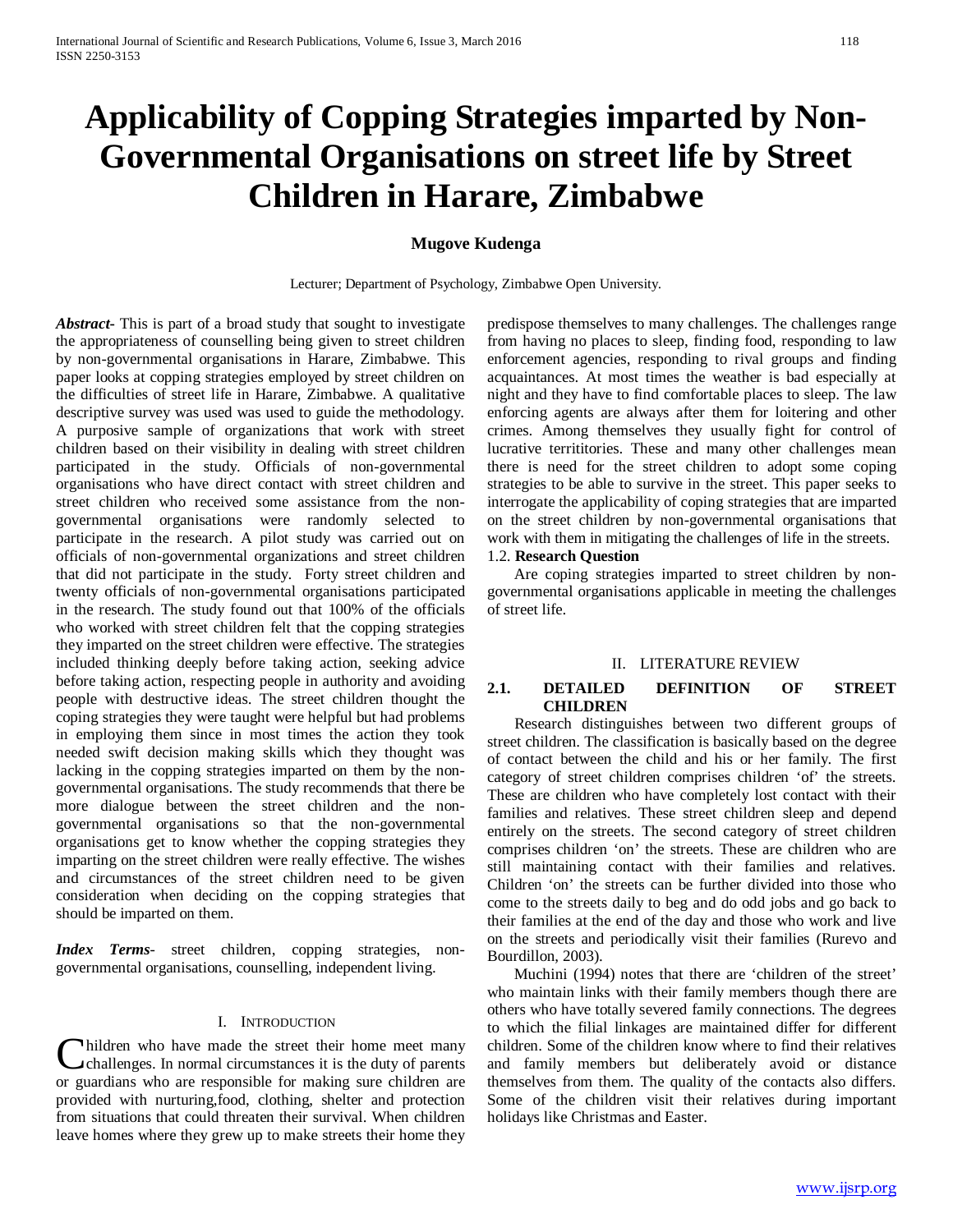# Applicability of Copping Strategies imparted by Non-Governmental Organisations on street life by Street Children in Harare, Zimbabwe

**Mugove Kudenga**

Lecturer; Department of Psychology, Zimbabwe Open University.

***Abstract-*** This is part of a broad study that sought to investigate the appropriateness of counselling being given to street children by non-governmental organisations in Harare, Zimbabwe. This paper looks at copping strategies employed by street children on the difficulties of street life in Harare, Zimbabwe. A qualitative descriptive survey was used was used to guide the methodology. A purposive sample of organizations that work with street children based on their visibility in dealing with street children participated in the study. Officials of non-governmental organisations who have direct contact with street children and street children who received some assistance from the non-governmental organisations were randomly selected to participate in the research. A pilot study was carried out on officials of non-governmental organizations and street children that did not participate in the study. Forty street children and twenty officials of non-governmental organisations participated in the research. The study found out that 100% of the officials who worked with street children felt that the copping strategies they imparted on the street children were effective. The strategies included thinking deeply before taking action, seeking advice before taking action, respecting people in authority and avoiding people with destructive ideas. The street children thought the coping strategies they were taught were helpful but had problems in employing them since in most times the action they took needed swift decision making skills which they thought was lacking in the copping strategies imparted on them by the non-governmental organisations. The study recommends that there be more dialogue between the street children and the non-governmental organisations so that the non-governmental organisations get to know whether the copping strategies they imparting on the street children were really effective. The wishes and circumstances of the street children need to be given consideration when deciding on the copping strategies that should be imparted on them.

***Index Terms****-* street children, copping strategies, non-governmental organisations, counselling, independent living.

## I. Introduction

Children who have made the street their home meet many challenges. In normal circumstances it is the duty of parents or guardians who are responsible for making sure children are provided with nurturing,food, clothing, shelter and protection from situations that could threaten their survival. When children leave homes where they grew up to make streets their home they predispose themselves to many challenges. The challenges range from having no places to sleep, finding food, responding to law enforcement agencies, responding to rival groups and finding acquaintances. At most times the weather is bad especially at night and they have to find comfortable places to sleep. The law enforcing agents are always after them for loitering and other crimes. Among themselves they usually fight for control of lucrative territitories. These and many other challenges mean there is need for the street children to adopt some coping strategies to be able to survive in the street. This paper seeks to interrogate the applicability of coping strategies that are imparted on the street children by non-governmental organisations that work with them in mitigating the challenges of life in the streets.

1.2. **Research Question**

Are coping strategies imparted to street children by non-governmental organisations applicable in meeting the challenges of street life.

## II. Literature Review

### 2.1. DETAILED DEFINITION OF STREET CHILDREN

Research distinguishes between two different groups of street children. The classification is basically based on the degree of contact between the child and his or her family. The first category of street children comprises children 'of' the streets. These are children who have completely lost contact with their families and relatives. These street children sleep and depend entirely on the streets. The second category of street children comprises children 'on' the streets. These are children who are still maintaining contact with their families and relatives. Children 'on' the streets can be further divided into those who come to the streets daily to beg and do odd jobs and go back to their families at the end of the day and those who work and live on the streets and periodically visit their families (Rurevo and Bourdillon, 2003).

Muchini (1994) notes that there are 'children of the street' who maintain links with their family members though there are others who have totally severed family connections. The degrees to which the filial linkages are maintained differ for different children. Some of the children know where to find their relatives and family members but deliberately avoid or distance themselves from them. The quality of the contacts also differs. Some of the children visit their relatives during important holidays like Christmas and Easter.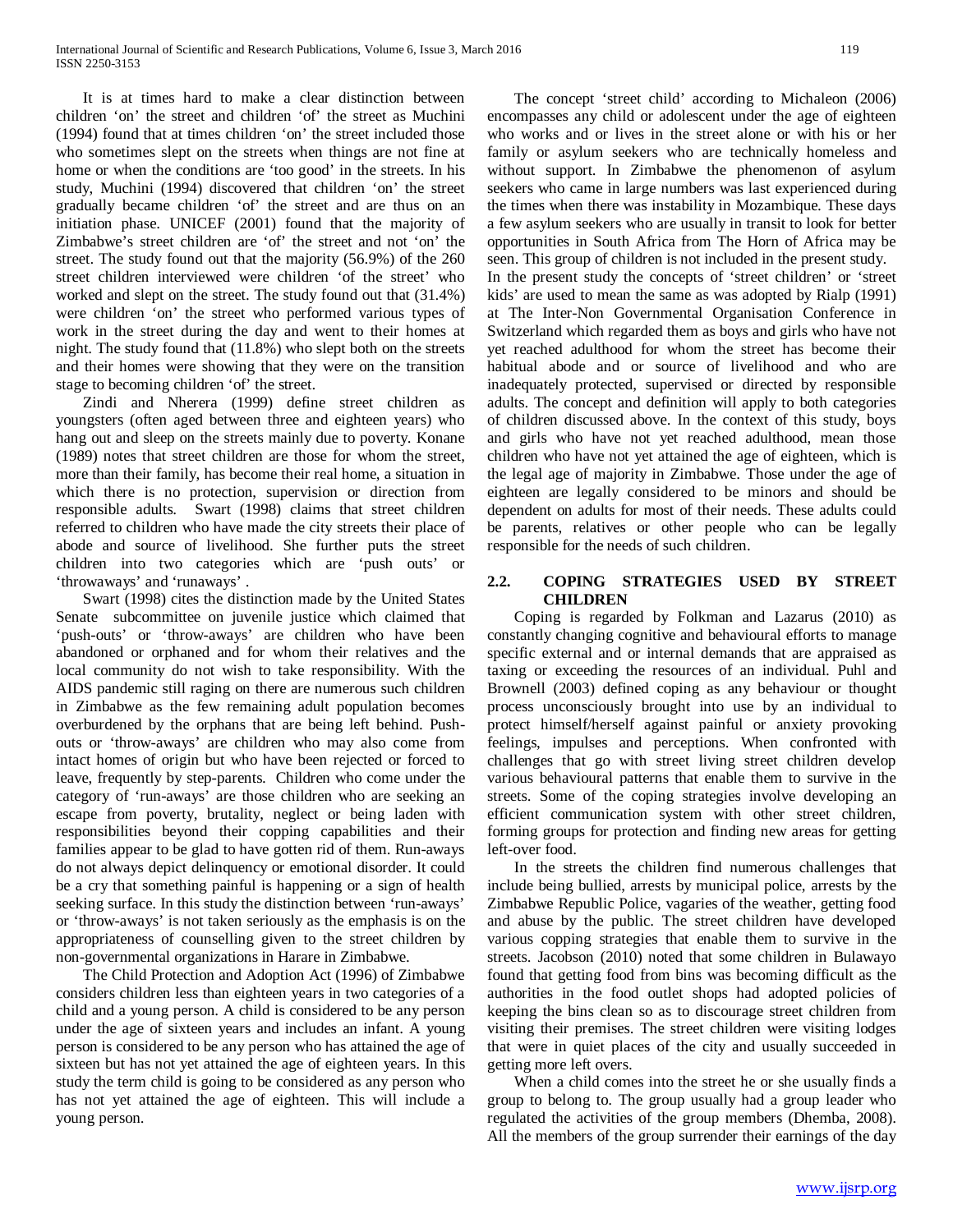It is at times hard to make a clear distinction between children 'on' the street and children 'of' the street as Muchini (1994) found that at times children 'on' the street included those who sometimes slept on the streets when things are not fine at home or when the conditions are 'too good' in the streets. In his study, Muchini (1994) discovered that children 'on' the street gradually became children 'of' the street and are thus on an initiation phase. UNICEF (2001) found that the majority of Zimbabwe's street children are 'of' the street and not 'on' the street. The study found out that the majority (56.9%) of the 260 street children interviewed were children 'of the street' who worked and slept on the street. The study found out that (31.4%) were children 'on' the street who performed various types of work in the street during the day and went to their homes at night. The study found that (11.8%) who slept both on the streets and their homes were showing that they were on the transition stage to becoming children 'of' the street.

Zindi and Nherera (1999) define street children as youngsters (often aged between three and eighteen years) who hang out and sleep on the streets mainly due to poverty. Konane (1989) notes that street children are those for whom the street, more than their family, has become their real home, a situation in which there is no protection, supervision or direction from responsible adults. Swart (1998) claims that street children referred to children who have made the city streets their place of abode and source of livelihood. She further puts the street children into two categories which are 'push outs' or 'throwaways' and 'runaways' .

Swart (1998) cites the distinction made by the United States Senate subcommittee on juvenile justice which claimed that 'push-outs' or 'throw-aways' are children who have been abandoned or orphaned and for whom their relatives and the local community do not wish to take responsibility. With the AIDS pandemic still raging on there are numerous such children in Zimbabwe as the few remaining adult population becomes overburdened by the orphans that are being left behind. Push-outs or 'throw-aways' are children who may also come from intact homes of origin but who have been rejected or forced to leave, frequently by step-parents. Children who come under the category of 'run-aways' are those children who are seeking an escape from poverty, brutality, neglect or being laden with responsibilities beyond their copping capabilities and their families appear to be glad to have gotten rid of them. Run-aways do not always depict delinquency or emotional disorder. It could be a cry that something painful is happening or a sign of health seeking surface. In this study the distinction between 'run-aways' or 'throw-aways' is not taken seriously as the emphasis is on the appropriateness of counselling given to the street children by non-governmental organizations in Harare in Zimbabwe.

The Child Protection and Adoption Act (1996) of Zimbabwe considers children less than eighteen years in two categories of a child and a young person. A child is considered to be any person under the age of sixteen years and includes an infant. A young person is considered to be any person who has attained the age of sixteen but has not yet attained the age of eighteen years. In this study the term child is going to be considered as any person who has not yet attained the age of eighteen. This will include a young person.

The concept 'street child' according to Michaleon (2006) encompasses any child or adolescent under the age of eighteen who works and or lives in the street alone or with his or her family or asylum seekers who are technically homeless and without support. In Zimbabwe the phenomenon of asylum seekers who came in large numbers was last experienced during the times when there was instability in Mozambique. These days a few asylum seekers who are usually in transit to look for better opportunities in South Africa from The Horn of Africa may be seen. This group of children is not included in the present study.
In the present study the concepts of 'street children' or 'street kids' are used to mean the same as was adopted by Rialp (1991) at The Inter-Non Governmental Organisation Conference in Switzerland which regarded them as boys and girls who have not yet reached adulthood for whom the street has become their habitual abode and or source of livelihood and who are inadequately protected, supervised or directed by responsible adults. The concept and definition will apply to both categories of children discussed above. In the context of this study, boys and girls who have not yet reached adulthood, mean those children who have not yet attained the age of eighteen, which is the legal age of majority in Zimbabwe. Those under the age of eighteen are legally considered to be minors and should be dependent on adults for most of their needs. These adults could be parents, relatives or other people who can be legally responsible for the needs of such children.

## 2.2. COPING STRATEGIES USED BY STREET CHILDREN

Coping is regarded by Folkman and Lazarus (2010) as constantly changing cognitive and behavioural efforts to manage specific external and or internal demands that are appraised as taxing or exceeding the resources of an individual. Puhl and Brownell (2003) defined coping as any behaviour or thought process unconsciously brought into use by an individual to protect himself/herself against painful or anxiety provoking feelings, impulses and perceptions. When confronted with challenges that go with street living street children develop various behavioural patterns that enable them to survive in the streets. Some of the coping strategies involve developing an efficient communication system with other street children, forming groups for protection and finding new areas for getting left-over food.

In the streets the children find numerous challenges that include being bullied, arrests by municipal police, arrests by the Zimbabwe Republic Police, vagaries of the weather, getting food and abuse by the public. The street children have developed various copping strategies that enable them to survive in the streets. Jacobson (2010) noted that some children in Bulawayo found that getting food from bins was becoming difficult as the authorities in the food outlet shops had adopted policies of keeping the bins clean so as to discourage street children from visiting their premises. The street children were visiting lodges that were in quiet places of the city and usually succeeded in getting more left overs.

When a child comes into the street he or she usually finds a group to belong to. The group usually had a group leader who regulated the activities of the group members (Dhemba, 2008). All the members of the group surrender their earnings of the day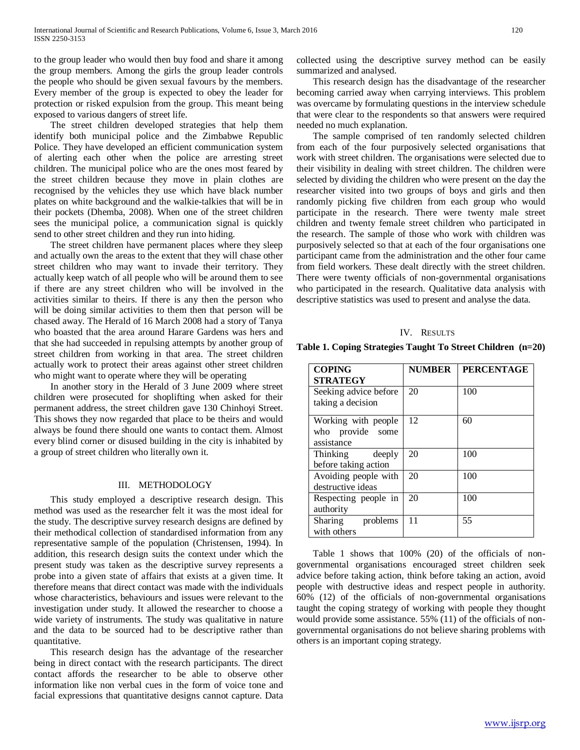to the group leader who would then buy food and share it among the group members. Among the girls the group leader controls the people who should be given sexual favours by the members. Every member of the group is expected to obey the leader for protection or risked expulsion from the group. This meant being exposed to various dangers of street life.

The street children developed strategies that help them identify both municipal police and the Zimbabwe Republic Police. They have developed an efficient communication system of alerting each other when the police are arresting street children. The municipal police who are the ones most feared by the street children because they move in plain clothes are recognised by the vehicles they use which have black number plates on white background and the walkie-talkies that will be in their pockets (Dhemba, 2008). When one of the street children sees the municipal police, a communication signal is quickly send to other street children and they run into hiding.

The street children have permanent places where they sleep and actually own the areas to the extent that they will chase other street children who may want to invade their territory. They actually keep watch of all people who will be around them to see if there are any street children who will be involved in the activities similar to theirs. If there is any then the person who will be doing similar activities to them then that person will be chased away. The Herald of 16 March 2008 had a story of Tanya who boasted that the area around Harare Gardens was hers and that she had succeeded in repulsing attempts by another group of street children from working in that area. The street children actually work to protect their areas against other street children who might want to operate where they will be operating

In another story in the Herald of 3 June 2009 where street children were prosecuted for shoplifting when asked for their permanent address, the street children gave 130 Chinhoyi Street. This shows they now regarded that place to be theirs and would always be found there should one wants to contact them. Almost every blind corner or disused building in the city is inhabited by a group of street children who literally own it.

## III. METHODOLOGY

This study employed a descriptive research design. This method was used as the researcher felt it was the most ideal for the study. The descriptive survey research designs are defined by their methodical collection of standardised information from any representative sample of the population (Christensen, 1994). In addition, this research design suits the context under which the present study was taken as the descriptive survey represents a probe into a given state of affairs that exists at a given time. It therefore means that direct contact was made with the individuals whose characteristics, behaviours and issues were relevant to the investigation under study. It allowed the researcher to choose a wide variety of instruments. The study was qualitative in nature and the data to be sourced had to be descriptive rather than quantitative.

This research design has the advantage of the researcher being in direct contact with the research participants. The direct contact affords the researcher to be able to observe other information like non verbal cues in the form of voice tone and facial expressions that quantitative designs cannot capture. Data collected using the descriptive survey method can be easily summarized and analysed.

This research design has the disadvantage of the researcher becoming carried away when carrying interviews. This problem was overcame by formulating questions in the interview schedule that were clear to the respondents so that answers were required needed no much explanation.

The sample comprised of ten randomly selected children from each of the four purposively selected organisations that work with street children. The organisations were selected due to their visibility in dealing with street children. The children were selected by dividing the children who were present on the day the researcher visited into two groups of boys and girls and then randomly picking five children from each group who would participate in the research. There were twenty male street children and twenty female street children who participated in the research. The sample of those who work with children was purposively selected so that at each of the four organisations one participant came from the administration and the other four came from field workers. These dealt directly with the street children. There were twenty officials of non-governmental organisations who participated in the research. Qualitative data analysis with descriptive statistics was used to present and analyse the data.

## IV. RESULTS

**Table 1. Coping Strategies Taught To Street Children (n=20)**

| COPING STRATEGY | NUMBER | PERCENTAGE |
|---|---|---|
| Seeking advice before taking a decision | 20 | 100 |
| Working with people who provide some assistance | 12 | 60 |
| Thinking deeply before taking action | 20 | 100 |
| Avoiding people with destructive ideas | 20 | 100 |
| Respecting people in authority | 20 | 100 |
| Sharing problems with others | 11 | 55 |

Table 1 shows that 100% (20) of the officials of non-governmental organisations encouraged street children seek advice before taking action, think before taking an action, avoid people with destructive ideas and respect people in authority. 60% (12) of the officials of non-governmental organisations taught the coping strategy of working with people they thought would provide some assistance. 55% (11) of the officials of non-governmental organisations do not believe sharing problems with others is an important coping strategy.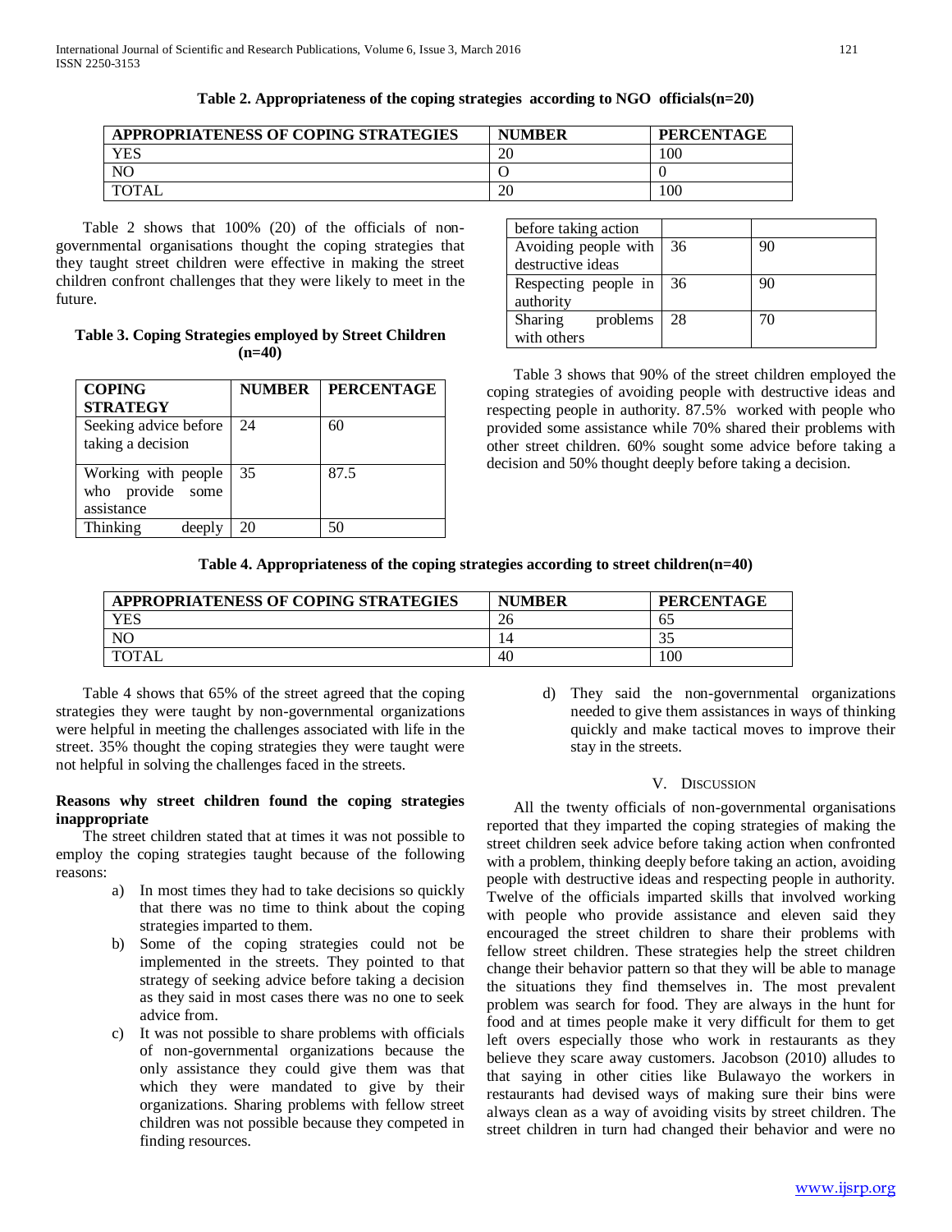**Table 2. Appropriateness of the coping strategies according to NGO officials(n=20)**

| APPROPRIATENESS OF COPING STRATEGIES | NUMBER | PERCENTAGE |
|---|---|---|
| YES | 20 | 100 |
| NO | O | 0 |
| TOTAL | 20 | 100 |

Table 2 shows that 100% (20) of the officials of non-governmental organisations thought the coping strategies that they taught street children were effective in making the street children confront challenges that they were likely to meet in the future.

**Table 3. Coping Strategies employed by Street Children (n=40)**

| COPING STRATEGY | NUMBER | PERCENTAGE |
|---|---|---|
| Seeking advice before taking a decision | 24 | 60 |
| Working with people who provide some assistance | 35 | 87.5 |
| Thinking deeply before taking action | 20 | 50 |
| Avoiding people with destructive ideas | 36 | 90 |
| Respecting people in authority | 36 | 90 |
| Sharing problems with others | 28 | 70 |

Table 3 shows that 90% of the street children employed the coping strategies of avoiding people with destructive ideas and respecting people in authority. 87.5% worked with people who provided some assistance while 70% shared their problems with other street children. 60% sought some advice before taking a decision and 50% thought deeply before taking a decision.

**Table 4. Appropriateness of the coping strategies according to street children(n=40)**

| APPROPRIATENESS OF COPING STRATEGIES | NUMBER | PERCENTAGE |
|---|---|---|
| YES | 26 | 65 |
| NO | 14 | 35 |
| TOTAL | 40 | 100 |

Table 4 shows that 65% of the street agreed that the coping strategies they were taught by non-governmental organizations were helpful in meeting the challenges associated with life in the street. 35% thought the coping strategies they were taught were not helpful in solving the challenges faced in the streets.

**Reasons why street children found the coping strategies inappropriate**

The street children stated that at times it was not possible to employ the coping strategies taught because of the following reasons:

a) In most times they had to take decisions so quickly that there was no time to think about the coping strategies imparted to them.
b) Some of the coping strategies could not be implemented in the streets. They pointed to that strategy of seeking advice before taking a decision as they said in most cases there was no one to seek advice from.
c) It was not possible to share problems with officials of non-governmental organizations because the only assistance they could give them was that which they were mandated to give by their organizations. Sharing problems with fellow street children was not possible because they competed in finding resources.
d) They said the non-governmental organizations needed to give them assistances in ways of thinking quickly and make tactical moves to improve their stay in the streets.

## V. Discussion

All the twenty officials of non-governmental organisations reported that they imparted the coping strategies of making the street children seek advice before taking action when confronted with a problem, thinking deeply before taking an action, avoiding people with destructive ideas and respecting people in authority. Twelve of the officials imparted skills that involved working with people who provide assistance and eleven said they encouraged the street children to share their problems with fellow street children. These strategies help the street children change their behavior pattern so that they will be able to manage the situations they find themselves in. The most prevalent problem was search for food. They are always in the hunt for food and at times people make it very difficult for them to get left overs especially those who work in restaurants as they believe they scare away customers. Jacobson (2010) alludes to that saying in other cities like Bulawayo the workers in restaurants had devised ways of making sure their bins were always clean as a way of avoiding visits by street children. The street children in turn had changed their behavior and were no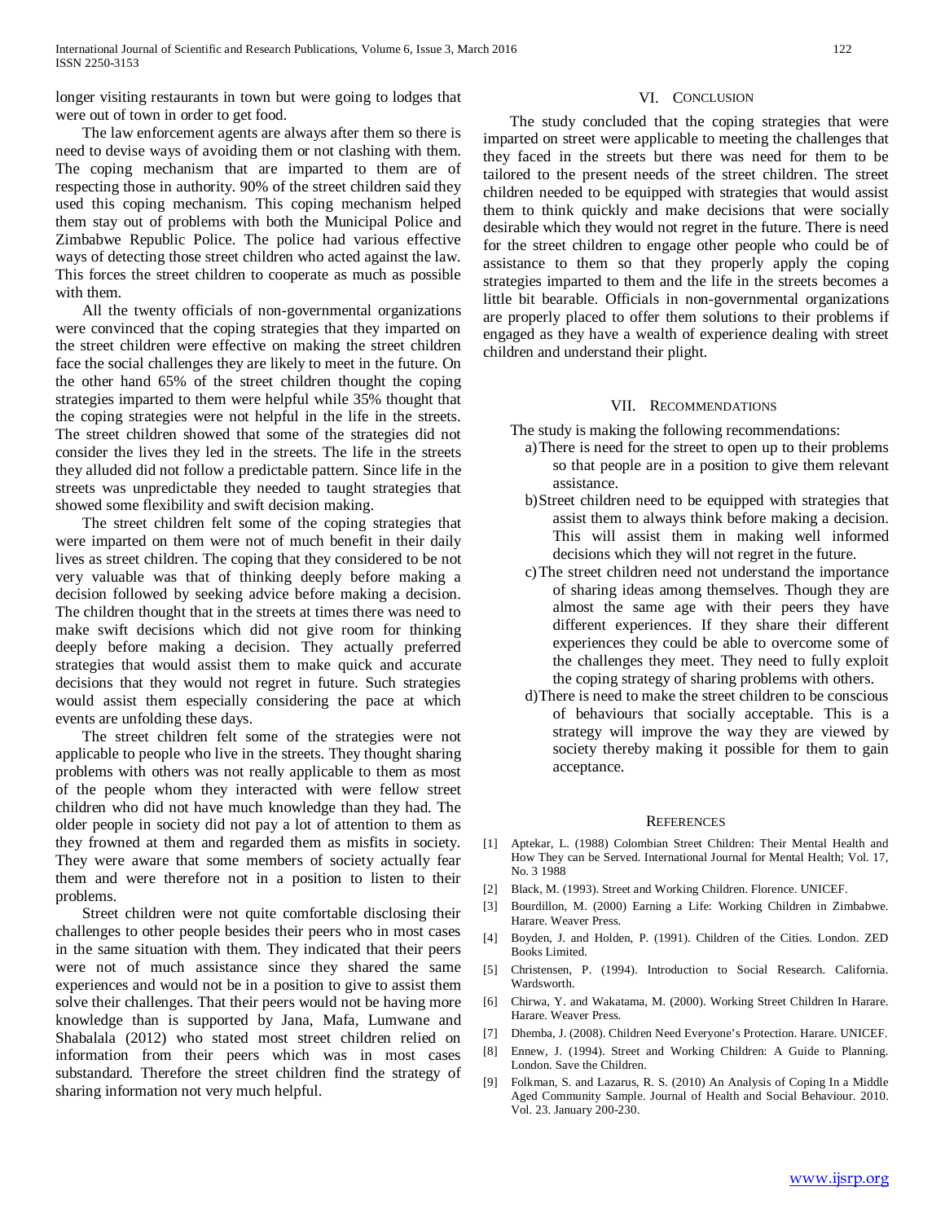longer visiting restaurants in town but were going to lodges that were out of town in order to get food.

The law enforcement agents are always after them so there is need to devise ways of avoiding them or not clashing with them. The coping mechanism that are imparted to them are of respecting those in authority. 90% of the street children said they used this coping mechanism. This coping mechanism helped them stay out of problems with both the Municipal Police and Zimbabwe Republic Police. The police had various effective ways of detecting those street children who acted against the law. This forces the street children to cooperate as much as possible with them.

All the twenty officials of non-governmental organizations were convinced that the coping strategies that they imparted on the street children were effective on making the street children face the social challenges they are likely to meet in the future. On the other hand 65% of the street children thought the coping strategies imparted to them were helpful while 35% thought that the coping strategies were not helpful in the life in the streets. The street children showed that some of the strategies did not consider the lives they led in the streets. The life in the streets they alluded did not follow a predictable pattern. Since life in the streets was unpredictable they needed to taught strategies that showed some flexibility and swift decision making.

The street children felt some of the coping strategies that were imparted on them were not of much benefit in their daily lives as street children. The coping that they considered to be not very valuable was that of thinking deeply before making a decision followed by seeking advice before making a decision. The children thought that in the streets at times there was need to make swift decisions which did not give room for thinking deeply before making a decision. They actually preferred strategies that would assist them to make quick and accurate decisions that they would not regret in future. Such strategies would assist them especially considering the pace at which events are unfolding these days.

The street children felt some of the strategies were not applicable to people who live in the streets. They thought sharing problems with others was not really applicable to them as most of the people whom they interacted with were fellow street children who did not have much knowledge than they had. The older people in society did not pay a lot of attention to them as they frowned at them and regarded them as misfits in society. They were aware that some members of society actually fear them and were therefore not in a position to listen to their problems.

Street children were not quite comfortable disclosing their challenges to other people besides their peers who in most cases in the same situation with them. They indicated that their peers were not of much assistance since they shared the same experiences and would not be in a position to give to assist them solve their challenges. That their peers would not be having more knowledge than is supported by Jana, Mafa, Lumwane and Shabalala (2012) who stated most street children relied on information from their peers which was in most cases substandard. Therefore the street children find the strategy of sharing information not very much helpful.

## VI. Conclusion

The study concluded that the coping strategies that were imparted on street were applicable to meeting the challenges that they faced in the streets but there was need for them to be tailored to the present needs of the street children. The street children needed to be equipped with strategies that would assist them to think quickly and make decisions that were socially desirable which they would not regret in the future. There is need for the street children to engage other people who could be of assistance to them so that they properly apply the coping strategies imparted to them and the life in the streets becomes a little bit bearable. Officials in non-governmental organizations are properly placed to offer them solutions to their problems if engaged as they have a wealth of experience dealing with street children and understand their plight.

## VII. Recommendations

The study is making the following recommendations:

a) There is need for the street to open up to their problems so that people are in a position to give them relevant assistance.

b) Street children need to be equipped with strategies that assist them to always think before making a decision. This will assist them in making well informed decisions which they will not regret in the future.

c) The street children need not understand the importance of sharing ideas among themselves. Though they are almost the same age with their peers they have different experiences. If they share their different experiences they could be able to overcome some of the challenges they meet. They need to fully exploit the coping strategy of sharing problems with others.

d) There is need to make the street children to be conscious of behaviours that socially acceptable. This is a strategy will improve the way they are viewed by society thereby making it possible for them to gain acceptance.

## References

[1] Aptekar, L. (1988) Colombian Street Children: Their Mental Health and How They can be Served. International Journal for Mental Health; Vol. 17, No. 3 1988

[2] Black, M. (1993). Street and Working Children. Florence. UNICEF.

[3] Bourdillon, M. (2000) Earning a Life: Working Children in Zimbabwe. Harare. Weaver Press.

[4] Boyden, J. and Holden, P. (1991). Children of the Cities. London. ZED Books Limited.

[5] Christensen, P. (1994). Introduction to Social Research. California. Wardsworth.

[6] Chirwa, Y. and Wakatama, M. (2000). Working Street Children In Harare. Harare. Weaver Press.

[7] Dhemba, J. (2008). Children Need Everyone's Protection. Harare. UNICEF.

[8] Ennew, J. (1994). Street and Working Children: A Guide to Planning. London. Save the Children.

[9] Folkman, S. and Lazarus, R. S. (2010) An Analysis of Coping In a Middle Aged Community Sample. Journal of Health and Social Behaviour. 2010. Vol. 23. January 200-230.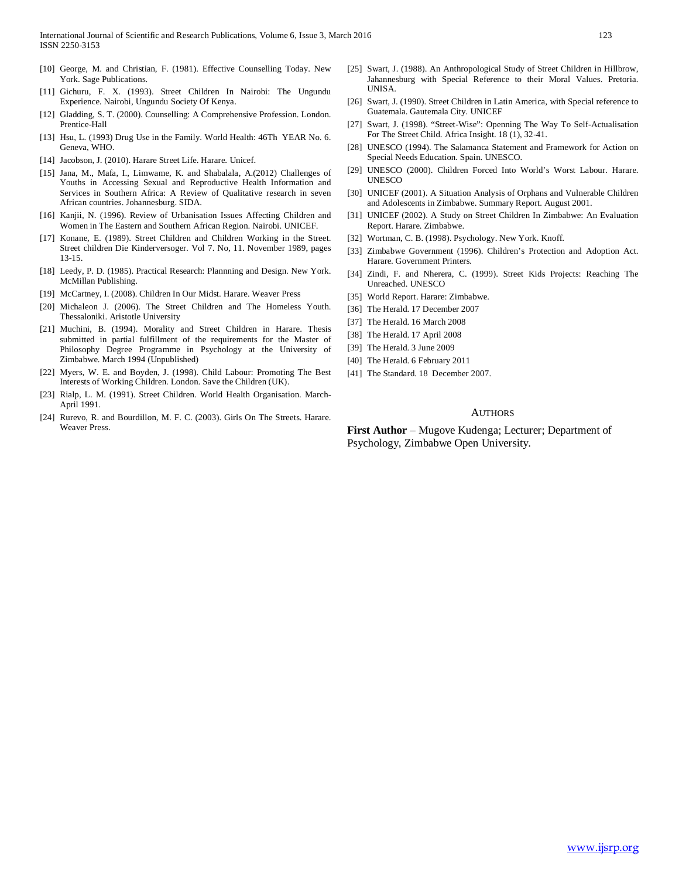[10] George, M. and Christian, F. (1981). Effective Counselling Today. New York. Sage Publications.

[11] Gichuru, F. X. (1993). Street Children In Nairobi: The Ungundu Experience. Nairobi, Ungundu Society Of Kenya.

[12] Gladding, S. T. (2000). Counselling: A Comprehensive Profession. London. Prentice-Hall

[13] Hsu, L. (1993) Drug Use in the Family. World Health: 46Th YEAR No. 6. Geneva, WHO.

[14] Jacobson, J. (2010). Harare Street Life. Harare. Unicef.

[15] Jana, M., Mafa, I., Limwame, K. and Shabalala, A.(2012) Challenges of Youths in Accessing Sexual and Reproductive Health Information and Services in Southern Africa: A Review of Qualitative research in seven African countries. Johannesburg. SIDA.

[16] Kanjii, N. (1996). Review of Urbanisation Issues Affecting Children and Women in The Eastern and Southern African Region. Nairobi. UNICEF.

[17] Konane, E. (1989). Street Children and Children Working in the Street. Street children Die Kinderversoger. Vol 7. No, 11. November 1989, pages 13-15.

[18] Leedy, P. D. (1985). Practical Research: Plannning and Design. New York. McMillan Publishing.

[19] McCartney, I. (2008). Children In Our Midst. Harare. Weaver Press

[20] Michaleon J. (2006). The Street Children and The Homeless Youth. Thessaloniki. Aristotle University

[21] Muchini, B. (1994). Morality and Street Children in Harare. Thesis submitted in partial fulfillment of the requirements for the Master of Philosophy Degree Programme in Psychology at the University of Zimbabwe. March 1994 (Unpublished)

[22] Myers, W. E. and Boyden, J. (1998). Child Labour: Promoting The Best Interests of Working Children. London. Save the Children (UK).

[23] Rialp, L. M. (1991). Street Children. World Health Organisation. March-April 1991.

[24] Rurevo, R. and Bourdillon, M. F. C. (2003). Girls On The Streets. Harare. Weaver Press.

[25] Swart, J. (1988). An Anthropological Study of Street Children in Hillbrow, Jahannesburg with Special Reference to their Moral Values. Pretoria. UNISA.

[26] Swart, J. (1990). Street Children in Latin America, with Special reference to Guatemala. Gautemala City. UNICEF

[27] Swart, J. (1998). "Street-Wise": Openning The Way To Self-Actualisation For The Street Child. Africa Insight. 18 (1), 32-41.

[28] UNESCO (1994). The Salamanca Statement and Framework for Action on Special Needs Education. Spain. UNESCO.

[29] UNESCO (2000). Children Forced Into World's Worst Labour. Harare. UNESCO

[30] UNICEF (2001). A Situation Analysis of Orphans and Vulnerable Children and Adolescents in Zimbabwe. Summary Report. August 2001.

[31] UNICEF (2002). A Study on Street Children In Zimbabwe: An Evaluation Report. Harare. Zimbabwe.

[32] Wortman, C. B. (1998). Psychology. New York. Knoff.

[33] Zimbabwe Government (1996). Children's Protection and Adoption Act. Harare. Government Printers.

[34] Zindi, F. and Nherera, C. (1999). Street Kids Projects: Reaching The Unreached. UNESCO

[35] World Report. Harare: Zimbabwe.

[36] The Herald. 17 December 2007

[37] The Herald. 16 March 2008

[38] The Herald. 17 April 2008

[39] The Herald. 3 June 2009

[40] The Herald. 6 February 2011

[41] The Standard. 18 December 2007.

## AUTHORS

**First Author** – Mugove Kudenga; Lecturer; Department of Psychology, Zimbabwe Open University.